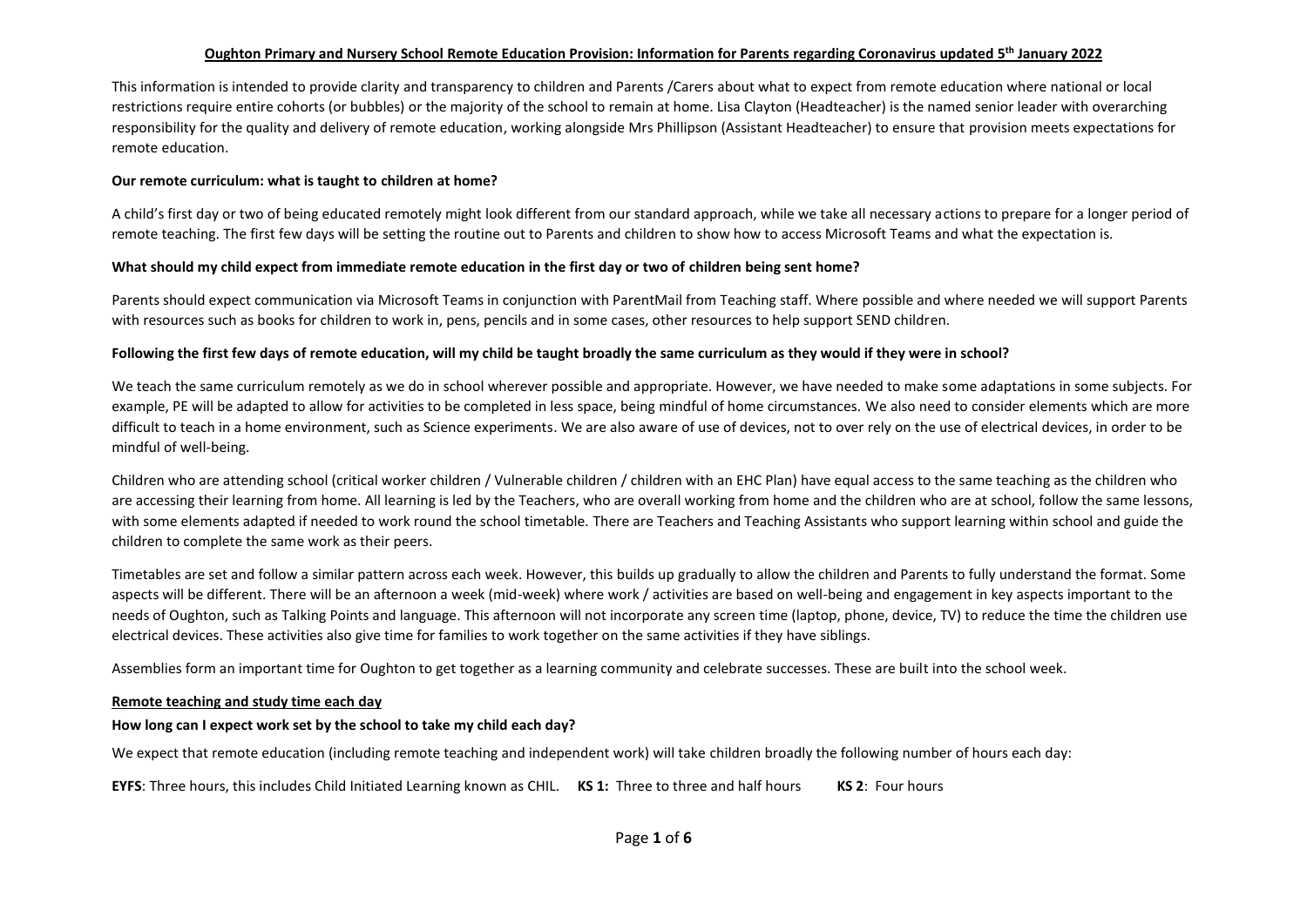# Oughton Primary and Nursery School Remote Education Provision: Information for Parents regarding Coronavirus updated 5th January 2022

This information is intended to provide clarity and transparency to children and Parents /Carers about what to expect from remote education where national or local restrictions require entire cohorts (or bubbles) or the majority of the school to remain at home. Lisa Clayton (Headteacher) is the named senior leader with overarching responsibility for the quality and delivery of remote education, working alongside Mrs Phillipson (Assistant Headteacher) to ensure that provision meets expectations for remote education.

**Our remote curriculum: what is taught to children at home?**

A child's first day or two of being educated remotely might look different from our standard approach, while we take all necessary actions to prepare for a longer period of remote teaching. The first few days will be setting the routine out to Parents and children to show how to access Microsoft Teams and what the expectation is.

**What should my child expect from immediate remote education in the first day or two of children being sent home?**

Parents should expect communication via Microsoft Teams in conjunction with ParentMail from Teaching staff. Where possible and where needed we will support Parents with resources such as books for children to work in, pens, pencils and in some cases, other resources to help support SEND children.

**Following the first few days of remote education, will my child be taught broadly the same curriculum as they would if they were in school?**

We teach the same curriculum remotely as we do in school wherever possible and appropriate. However, we have needed to make some adaptations in some subjects. For example, PE will be adapted to allow for activities to be completed in less space, being mindful of home circumstances. We also need to consider elements which are more difficult to teach in a home environment, such as Science experiments. We are also aware of use of devices, not to over rely on the use of electrical devices, in order to be mindful of well-being.

Children who are attending school (critical worker children / Vulnerable children / children with an EHC Plan) have equal access to the same teaching as the children who are accessing their learning from home. All learning is led by the Teachers, who are overall working from home and the children who are at school, follow the same lessons, with some elements adapted if needed to work round the school timetable. There are Teachers and Teaching Assistants who support learning within school and guide the children to complete the same work as their peers.

Timetables are set and follow a similar pattern across each week. However, this builds up gradually to allow the children and Parents to fully understand the format. Some aspects will be different. There will be an afternoon a week (mid-week) where work / activities are based on well-being and engagement in key aspects important to the needs of Oughton, such as Talking Points and language. This afternoon will not incorporate any screen time (laptop, phone, device, TV) to reduce the time the children use electrical devices. These activities also give time for families to work together on the same activities if they have siblings.

Assemblies form an important time for Oughton to get together as a learning community and celebrate successes. These are built into the school week.

## Remote teaching and study time each day

**How long can I expect work set by the school to take my child each day?**

We expect that remote education (including remote teaching and independent work) will take children broadly the following number of hours each day:

**EYFS**: Three hours, this includes Child Initiated Learning known as CHIL. **KS 1:** Three to three and half hours **KS 2**: Four hours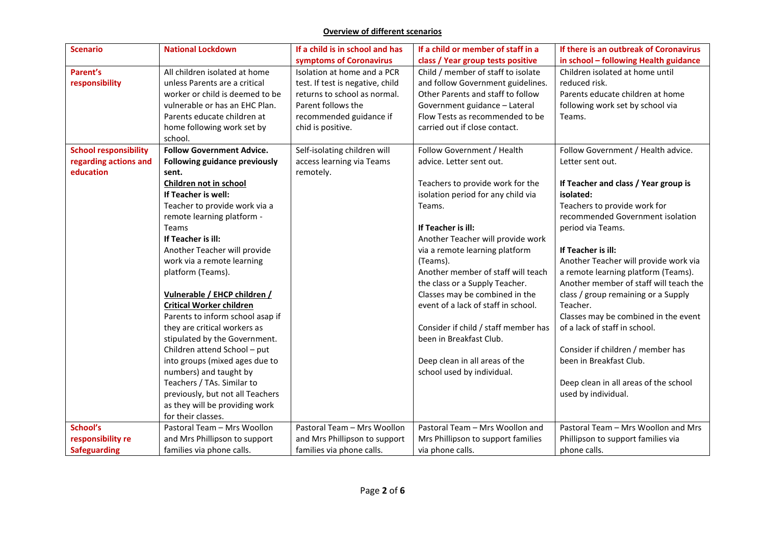**Overview of different scenarios**

| Scenario | National Lockdown | If a child is in school and has symptoms of Coronavirus | If a child or member of staff in a class / Year group tests positive | If there is an outbreak of Coronavirus in school – following Health guidance |
|---|---|---|---|---|
| **Parent's responsibility** | All children isolated at home unless Parents are a critical worker or child is deemed to be vulnerable or has an EHC Plan. Parents educate children at home following work set by school. | Isolation at home and a PCR test. If test is negative, child returns to school as normal. Parent follows the recommended guidance if chid is positive. | Child / member of staff to isolate and follow Government guidelines. Other Parents and staff to follow Government guidance – Lateral Flow Tests as recommended to be carried out if close contact. | Children isolated at home until reduced risk. Parents educate children at home following work set by school via Teams. |
| **School responsibility regarding actions and education** | **Follow Government Advice. Following guidance previously sent.**<br>**Children not in school**<br>**If Teacher is well:**<br>Teacher to provide work via a remote learning platform - Teams<br>**If Teacher is ill:**<br>Another Teacher will provide work via a remote learning platform (Teams).<br><br>**Vulnerable / EHCP children / Critical Worker children**<br>Parents to inform school asap if they are critical workers as stipulated by the Government. Children attend School – put into groups (mixed ages due to numbers) and taught by Teachers / TAs. Similar to previously, but not all Teachers as they will be providing work for their classes. | Self-isolating children will access learning via Teams remotely. | Follow Government / Health advice. Letter sent out.<br><br>Teachers to provide work for the isolation period for any child via Teams.<br><br>**If Teacher is ill:**<br>Another Teacher will provide work via a remote learning platform (Teams).<br>Another member of staff will teach the class or a Supply Teacher. Classes may be combined in the event of a lack of staff in school.<br><br>Consider if child / staff member has been in Breakfast Club.<br><br>Deep clean in all areas of the school used by individual. | Follow Government / Health advice. Letter sent out.<br><br>**If Teacher and class / Year group is isolated:**<br>Teachers to provide work for recommended Government isolation period via Teams.<br><br>**If Teacher is ill:**<br>Another Teacher will provide work via a remote learning platform (Teams).<br>Another member of staff will teach the class / group remaining or a Supply Teacher.<br>Classes may be combined in the event of a lack of staff in school.<br><br>Consider if children / member has been in Breakfast Club.<br><br>Deep clean in all areas of the school used by individual. |
| **School's responsibility re Safeguarding** | Pastoral Team – Mrs Woollon and Mrs Phillipson to support families via phone calls. | Pastoral Team – Mrs Woollon and Mrs Phillipson to support families via phone calls. | Pastoral Team – Mrs Woollon and Mrs Phillipson to support families via phone calls. | Pastoral Team – Mrs Woollon and Mrs Phillipson to support families via phone calls. |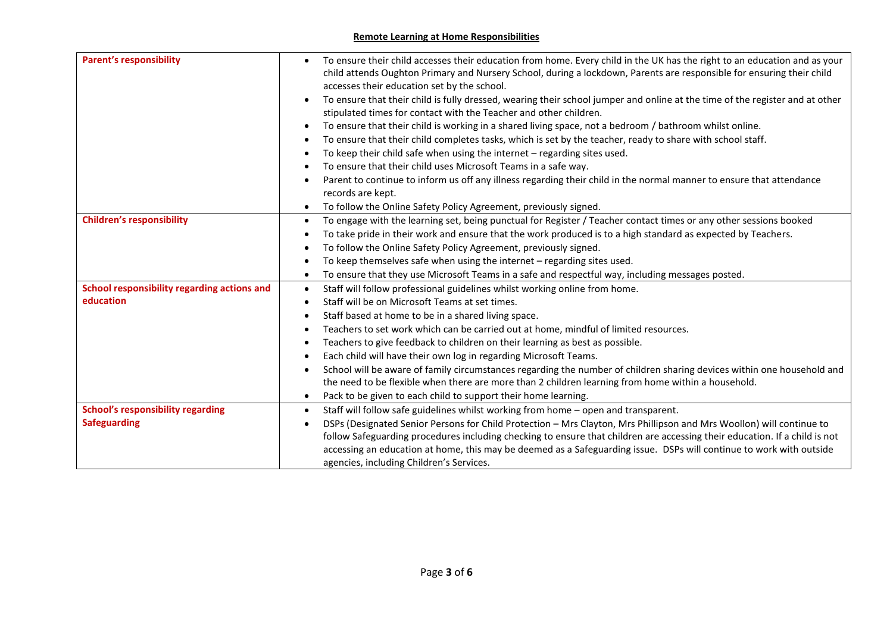**Remote Learning at Home Responsibilities**

| | |
|---|---|
| **Parent's responsibility** | • To ensure their child accesses their education from home. Every child in the UK has the right to an education and as your child attends Oughton Primary and Nursery School, during a lockdown, Parents are responsible for ensuring their child accesses their education set by the school.<br>• To ensure that their child is fully dressed, wearing their school jumper and online at the time of the register and at other stipulated times for contact with the Teacher and other children.<br>• To ensure that their child is working in a shared living space, not a bedroom / bathroom whilst online.<br>• To ensure that their child completes tasks, which is set by the teacher, ready to share with school staff.<br>• To keep their child safe when using the internet – regarding sites used.<br>• To ensure that their child uses Microsoft Teams in a safe way.<br>• Parent to continue to inform us off any illness regarding their child in the normal manner to ensure that attendance records are kept.<br>• To follow the Online Safety Policy Agreement, previously signed. |
| **Children's responsibility** | • To engage with the learning set, being punctual for Register / Teacher contact times or any other sessions booked<br>• To take pride in their work and ensure that the work produced is to a high standard as expected by Teachers.<br>• To follow the Online Safety Policy Agreement, previously signed.<br>• To keep themselves safe when using the internet – regarding sites used.<br>• To ensure that they use Microsoft Teams in a safe and respectful way, including messages posted. |
| **School responsibility regarding actions and education** | • Staff will follow professional guidelines whilst working online from home.<br>• Staff will be on Microsoft Teams at set times.<br>• Staff based at home to be in a shared living space.<br>• Teachers to set work which can be carried out at home, mindful of limited resources.<br>• Teachers to give feedback to children on their learning as best as possible.<br>• Each child will have their own log in regarding Microsoft Teams.<br>• School will be aware of family circumstances regarding the number of children sharing devices within one household and the need to be flexible when there are more than 2 children learning from home within a household.<br>• Pack to be given to each child to support their home learning. |
| **School's responsibility regarding Safeguarding** | • Staff will follow safe guidelines whilst working from home – open and transparent.<br>• DSPs (Designated Senior Persons for Child Protection – Mrs Clayton, Mrs Phillipson and Mrs Woollon) will continue to follow Safeguarding procedures including checking to ensure that children are accessing their education. If a child is not accessing an education at home, this may be deemed as a Safeguarding issue. DSPs will continue to work with outside agencies, including Children's Services. |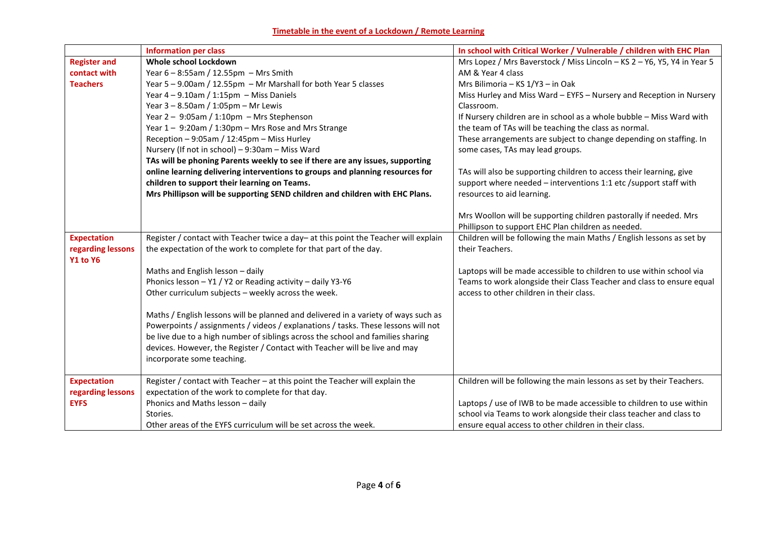**Timetable in the event of a Lockdown / Remote Learning**

| | Information per class | In school with Critical Worker / Vulnerable / children with EHC Plan |
|---|---|---|
| **Register and contact with Teachers** | **Whole school Lockdown**<br>Year 6 – 8:55am / 12.55pm – Mrs Smith<br>Year 5 – 9.00am / 12.55pm – Mr Marshall for both Year 5 classes<br>Year 4 – 9.10am / 1:15pm – Miss Daniels<br>Year 3 – 8.50am / 1:05pm – Mr Lewis<br>Year 2 – 9:05am / 1:10pm – Mrs Stephenson<br>Year 1 – 9:20am / 1:30pm – Mrs Rose and Mrs Strange<br>Reception – 9:05am / 12:45pm – Miss Hurley<br>Nursery (If not in school) – 9:30am – Miss Ward<br>**TAs will be phoning Parents weekly to see if there are any issues, supporting online learning delivering interventions to groups and planning resources for children to support their learning on Teams.**<br>**Mrs Phillipson will be supporting SEND children and children with EHC Plans.** | Mrs Lopez / Mrs Baverstock / Miss Lincoln – KS 2 – Y6, Y5, Y4 in Year 5 AM & Year 4 class<br>Mrs Bilimoria – KS 1/Y3 – in Oak<br>Miss Hurley and Miss Ward – EYFS – Nursery and Reception in Nursery Classroom.<br>If Nursery children are in school as a whole bubble – Miss Ward with the team of TAs will be teaching the class as normal.<br>These arrangements are subject to change depending on staffing. In some cases, TAs may lead groups.<br><br>TAs will also be supporting children to access their learning, give support where needed – interventions 1:1 etc /support staff with resources to aid learning.<br><br>Mrs Woollon will be supporting children pastorally if needed. Mrs Phillipson to support EHC Plan children as needed. |
| **Expectation regarding lessons Y1 to Y6** | Register / contact with Teacher twice a day– at this point the Teacher will explain the expectation of the work to complete for that part of the day.<br><br>Maths and English lesson – daily<br>Phonics lesson – Y1 / Y2 or Reading activity – daily Y3-Y6<br>Other curriculum subjects – weekly across the week.<br><br>Maths / English lessons will be planned and delivered in a variety of ways such as Powerpoints / assignments / videos / explanations / tasks. These lessons will not be live due to a high number of siblings across the school and families sharing devices. However, the Register / Contact with Teacher will be live and may incorporate some teaching. | Children will be following the main Maths / English lessons as set by their Teachers.<br><br>Laptops will be made accessible to children to use within school via Teams to work alongside their Class Teacher and class to ensure equal access to other children in their class. |
| **Expectation regarding lessons EYFS** | Register / contact with Teacher – at this point the Teacher will explain the expectation of the work to complete for that day.<br>Phonics and Maths lesson – daily<br>Stories.<br>Other areas of the EYFS curriculum will be set across the week. | Children will be following the main lessons as set by their Teachers.<br><br>Laptops / use of IWB to be made accessible to children to use within school via Teams to work alongside their class teacher and class to ensure equal access to other children in their class. |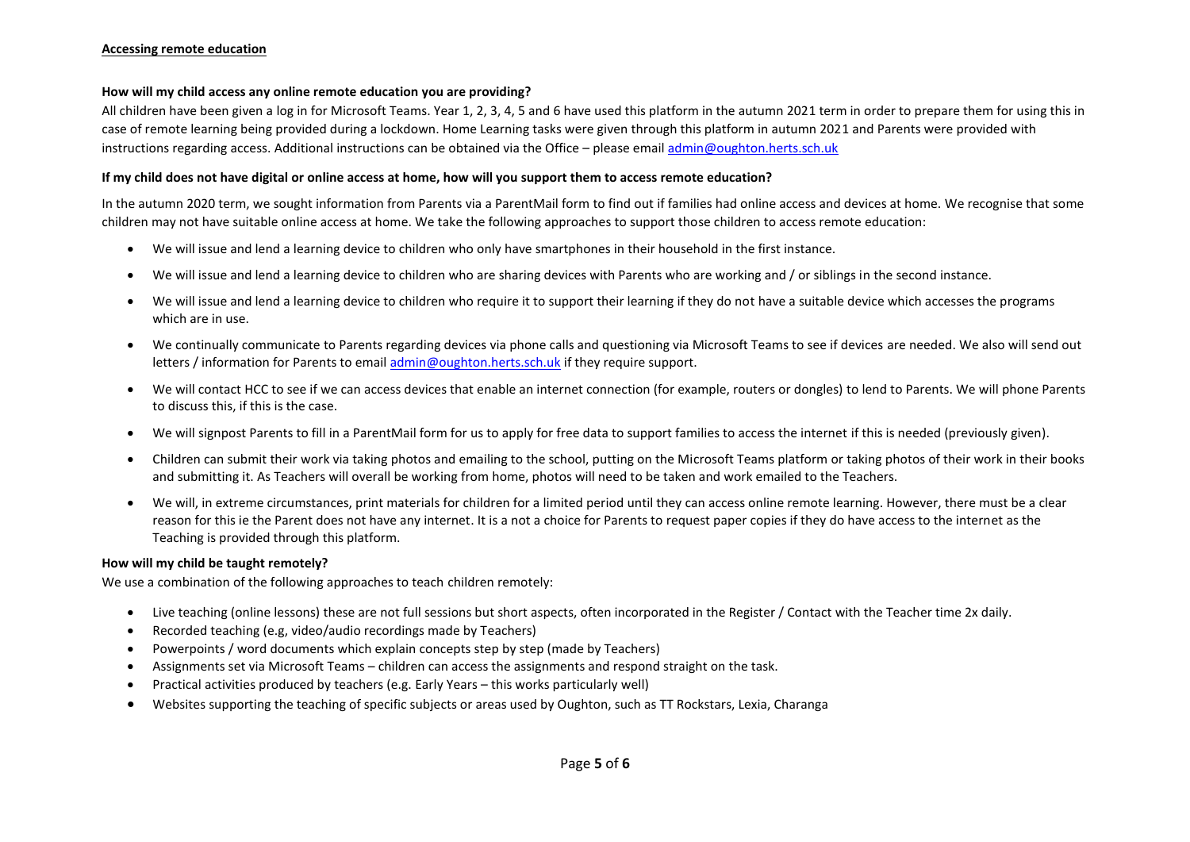**Accessing remote education**

**How will my child access any online remote education you are providing?**

All children have been given a log in for Microsoft Teams. Year 1, 2, 3, 4, 5 and 6 have used this platform in the autumn 2021 term in order to prepare them for using this in case of remote learning being provided during a lockdown. Home Learning tasks were given through this platform in autumn 2021 and Parents were provided with instructions regarding access. Additional instructions can be obtained via the Office – please email admin@oughton.herts.sch.uk

**If my child does not have digital or online access at home, how will you support them to access remote education?**

In the autumn 2020 term, we sought information from Parents via a ParentMail form to find out if families had online access and devices at home. We recognise that some children may not have suitable online access at home. We take the following approaches to support those children to access remote education:

- We will issue and lend a learning device to children who only have smartphones in their household in the first instance.
- We will issue and lend a learning device to children who are sharing devices with Parents who are working and / or siblings in the second instance.
- We will issue and lend a learning device to children who require it to support their learning if they do not have a suitable device which accesses the programs which are in use.
- We continually communicate to Parents regarding devices via phone calls and questioning via Microsoft Teams to see if devices are needed. We also will send out letters / information for Parents to email admin@oughton.herts.sch.uk if they require support.
- We will contact HCC to see if we can access devices that enable an internet connection (for example, routers or dongles) to lend to Parents. We will phone Parents to discuss this, if this is the case.
- We will signpost Parents to fill in a ParentMail form for us to apply for free data to support families to access the internet if this is needed (previously given).
- Children can submit their work via taking photos and emailing to the school, putting on the Microsoft Teams platform or taking photos of their work in their books and submitting it. As Teachers will overall be working from home, photos will need to be taken and work emailed to the Teachers.
- We will, in extreme circumstances, print materials for children for a limited period until they can access online remote learning. However, there must be a clear reason for this ie the Parent does not have any internet. It is a not a choice for Parents to request paper copies if they do have access to the internet as the Teaching is provided through this platform.

**How will my child be taught remotely?**

We use a combination of the following approaches to teach children remotely:

- Live teaching (online lessons) these are not full sessions but short aspects, often incorporated in the Register / Contact with the Teacher time 2x daily.
- Recorded teaching (e.g, video/audio recordings made by Teachers)
- Powerpoints / word documents which explain concepts step by step (made by Teachers)
- Assignments set via Microsoft Teams – children can access the assignments and respond straight on the task.
- Practical activities produced by teachers (e.g. Early Years – this works particularly well)
- Websites supporting the teaching of specific subjects or areas used by Oughton, such as TT Rockstars, Lexia, Charanga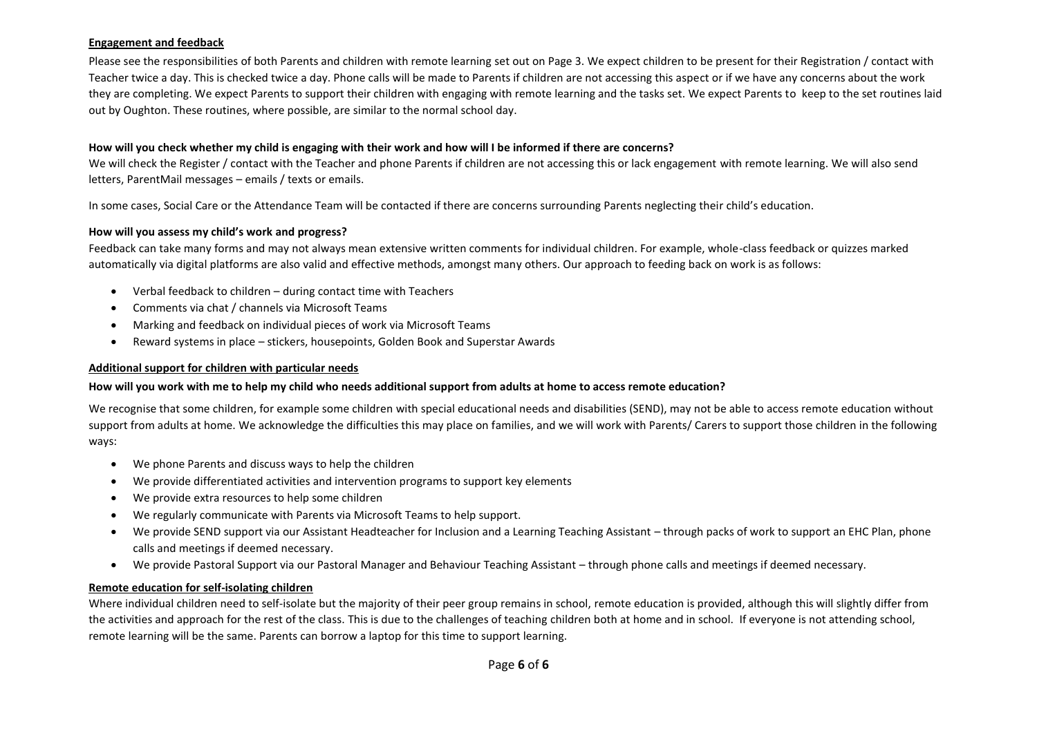## Engagement and feedback

Please see the responsibilities of both Parents and children with remote learning set out on Page 3. We expect children to be present for their Registration / contact with Teacher twice a day. This is checked twice a day. Phone calls will be made to Parents if children are not accessing this aspect or if we have any concerns about the work they are completing. We expect Parents to support their children with engaging with remote learning and the tasks set. We expect Parents to keep to the set routines laid out by Oughton. These routines, where possible, are similar to the normal school day.

### How will you check whether my child is engaging with their work and how will I be informed if there are concerns?

We will check the Register / contact with the Teacher and phone Parents if children are not accessing this or lack engagement with remote learning. We will also send letters, ParentMail messages – emails / texts or emails.

In some cases, Social Care or the Attendance Team will be contacted if there are concerns surrounding Parents neglecting their child's education.

### How will you assess my child's work and progress?

Feedback can take many forms and may not always mean extensive written comments for individual children. For example, whole-class feedback or quizzes marked automatically via digital platforms are also valid and effective methods, amongst many others. Our approach to feeding back on work is as follows:

- Verbal feedback to children – during contact time with Teachers
- Comments via chat / channels via Microsoft Teams
- Marking and feedback on individual pieces of work via Microsoft Teams
- Reward systems in place – stickers, housepoints, Golden Book and Superstar Awards

## Additional support for children with particular needs

### How will you work with me to help my child who needs additional support from adults at home to access remote education?

We recognise that some children, for example some children with special educational needs and disabilities (SEND), may not be able to access remote education without support from adults at home. We acknowledge the difficulties this may place on families, and we will work with Parents/ Carers to support those children in the following ways:

- We phone Parents and discuss ways to help the children
- We provide differentiated activities and intervention programs to support key elements
- We provide extra resources to help some children
- We regularly communicate with Parents via Microsoft Teams to help support.
- We provide SEND support via our Assistant Headteacher for Inclusion and a Learning Teaching Assistant – through packs of work to support an EHC Plan, phone calls and meetings if deemed necessary.
- We provide Pastoral Support via our Pastoral Manager and Behaviour Teaching Assistant – through phone calls and meetings if deemed necessary.

## Remote education for self-isolating children

Where individual children need to self-isolate but the majority of their peer group remains in school, remote education is provided, although this will slightly differ from the activities and approach for the rest of the class. This is due to the challenges of teaching children both at home and in school. If everyone is not attending school, remote learning will be the same. Parents can borrow a laptop for this time to support learning.